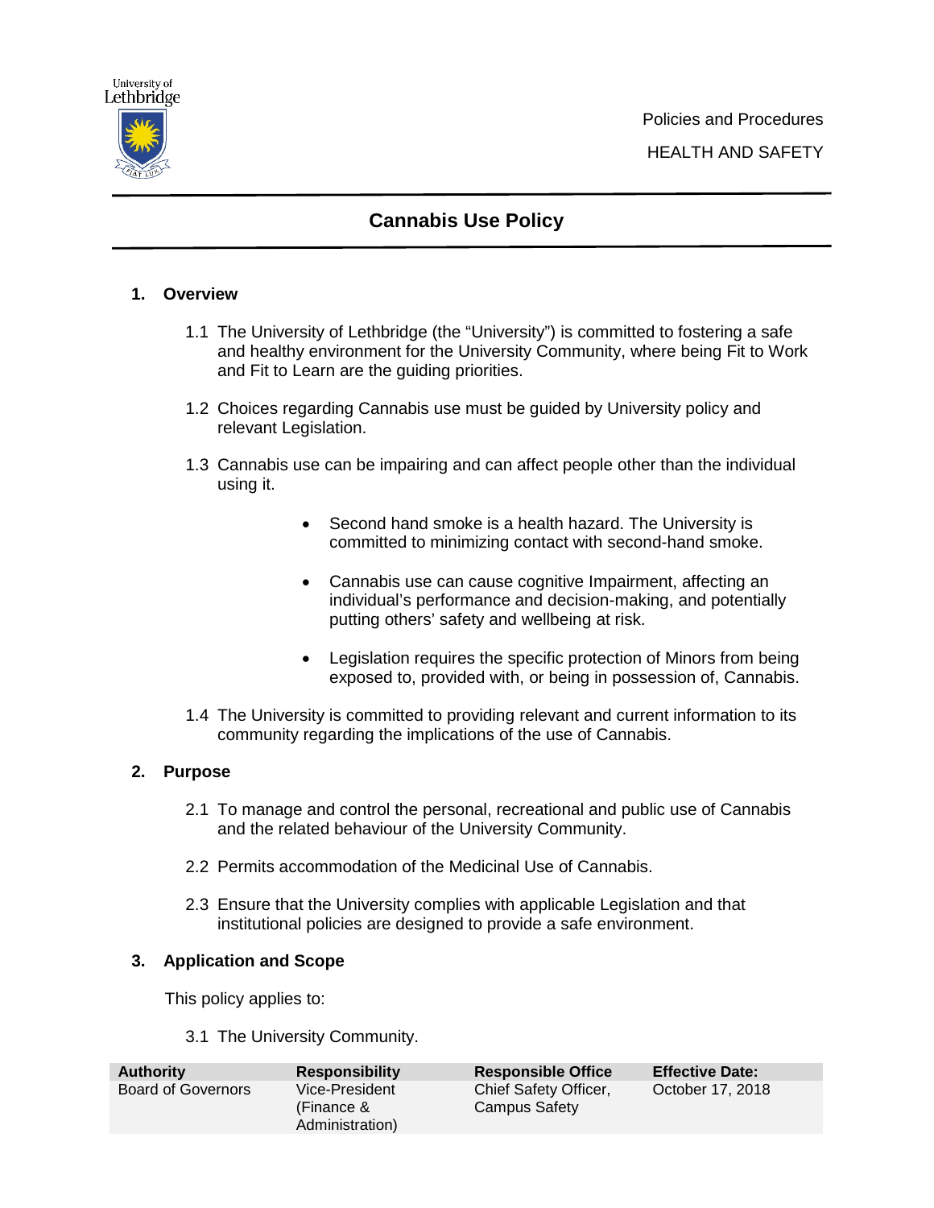University of Lethbridge

Policies and Procedures

HEALTH AND SAFETY

# Cannabis Use Policy

## 1. Overview

1.1 The University of Lethbridge (the "University") is committed to fostering a safe and healthy environment for the University Community, where being Fit to Work and Fit to Learn are the guiding priorities.

1.2 Choices regarding Cannabis use must be guided by University policy and relevant Legislation.

1.3 Cannabis use can be impairing and can affect people other than the individual using it.

- Second hand smoke is a health hazard. The University is committed to minimizing contact with second-hand smoke.
- Cannabis use can cause cognitive Impairment, affecting an individual's performance and decision-making, and potentially putting others' safety and wellbeing at risk.
- Legislation requires the specific protection of Minors from being exposed to, provided with, or being in possession of, Cannabis.

1.4 The University is committed to providing relevant and current information to its community regarding the implications of the use of Cannabis.

## 2. Purpose

2.1 To manage and control the personal, recreational and public use of Cannabis and the related behaviour of the University Community.

2.2 Permits accommodation of the Medicinal Use of Cannabis.

2.3 Ensure that the University complies with applicable Legislation and that institutional policies are designed to provide a safe environment.

## 3. Application and Scope

This policy applies to:

3.1 The University Community.

| Authority | Responsibility | Responsible Office | Effective Date: |
|---|---|---|---|
| Board of Governors | Vice-President (Finance & Administration) | Chief Safety Officer, Campus Safety | October 17, 2018 |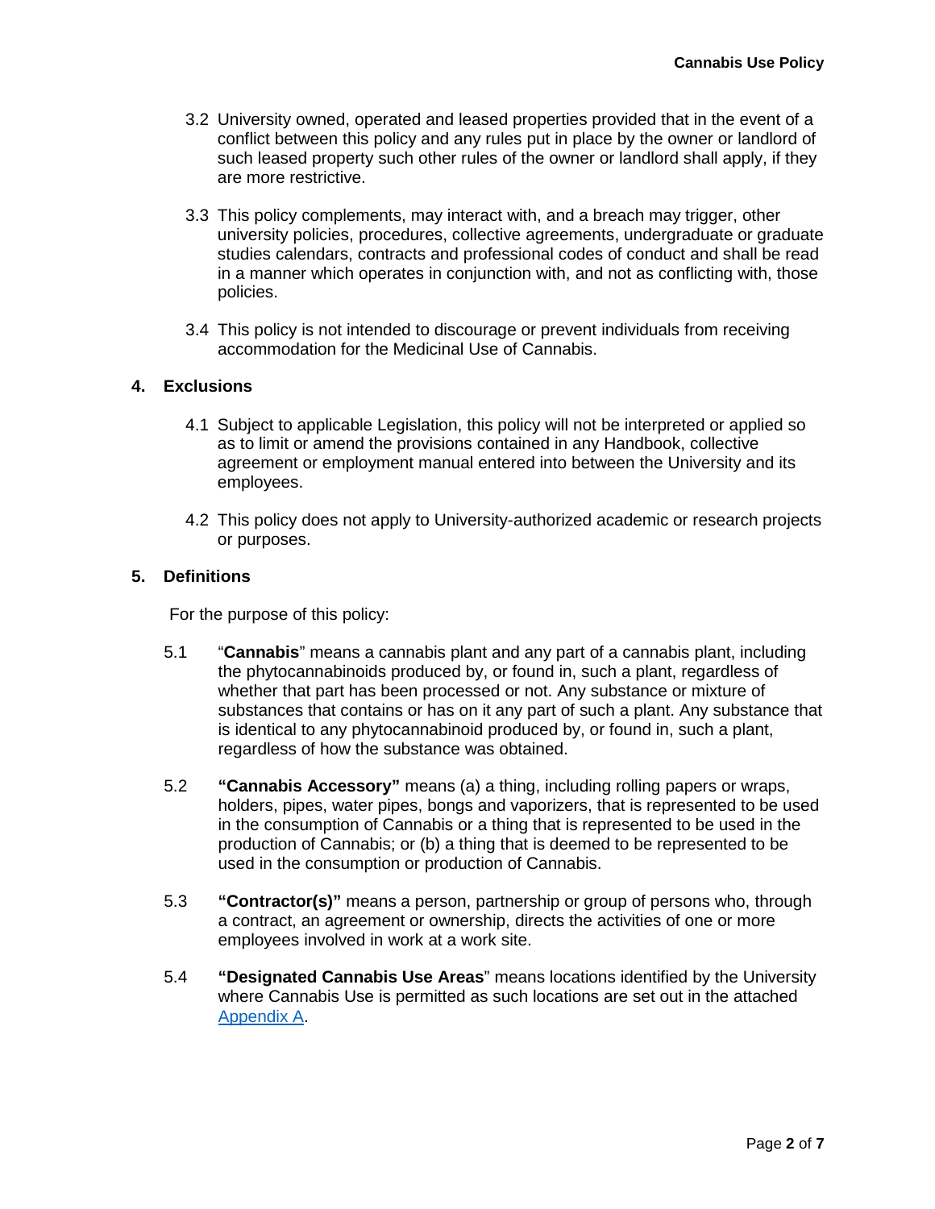3.2 University owned, operated and leased properties provided that in the event of a conflict between this policy and any rules put in place by the owner or landlord of such leased property such other rules of the owner or landlord shall apply, if they are more restrictive.

3.3 This policy complements, may interact with, and a breach may trigger, other university policies, procedures, collective agreements, undergraduate or graduate studies calendars, contracts and professional codes of conduct and shall be read in a manner which operates in conjunction with, and not as conflicting with, those policies.

3.4 This policy is not intended to discourage or prevent individuals from receiving accommodation for the Medicinal Use of Cannabis.

## 4. Exclusions

4.1 Subject to applicable Legislation, this policy will not be interpreted or applied so as to limit or amend the provisions contained in any Handbook, collective agreement or employment manual entered into between the University and its employees.

4.2 This policy does not apply to University-authorized academic or research projects or purposes.

## 5. Definitions

For the purpose of this policy:

5.1 "**Cannabis**" means a cannabis plant and any part of a cannabis plant, including the phytocannabinoids produced by, or found in, such a plant, regardless of whether that part has been processed or not. Any substance or mixture of substances that contains or has on it any part of such a plant. Any substance that is identical to any phytocannabinoid produced by, or found in, such a plant, regardless of how the substance was obtained.

5.2 **"Cannabis Accessory"** means (a) a thing, including rolling papers or wraps, holders, pipes, water pipes, bongs and vaporizers, that is represented to be used in the consumption of Cannabis or a thing that is represented to be used in the production of Cannabis; or (b) a thing that is deemed to be represented to be used in the consumption or production of Cannabis.

5.3 **"Contractor(s)"** means a person, partnership or group of persons who, through a contract, an agreement or ownership, directs the activities of one or more employees involved in work at a work site.

5.4 **"Designated Cannabis Use Areas"** means locations identified by the University where Cannabis Use is permitted as such locations are set out in the attached Appendix A.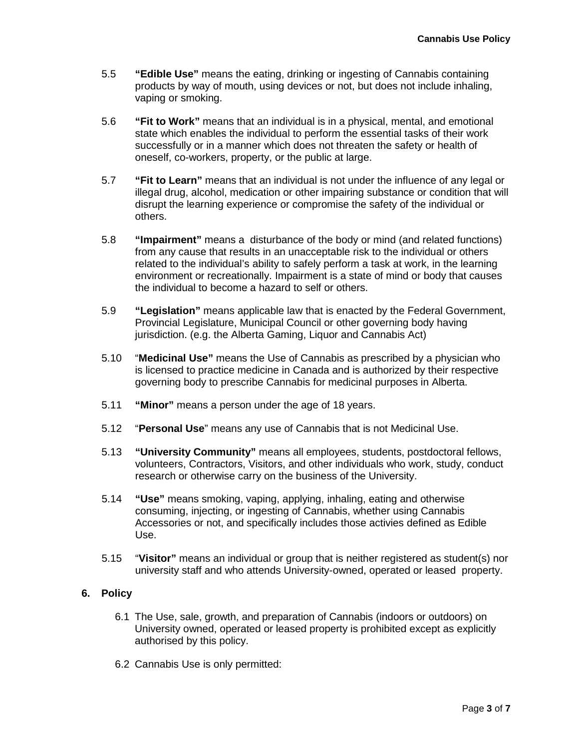5.5 **"Edible Use"** means the eating, drinking or ingesting of Cannabis containing products by way of mouth, using devices or not, but does not include inhaling, vaping or smoking.

5.6 **"Fit to Work"** means that an individual is in a physical, mental, and emotional state which enables the individual to perform the essential tasks of their work successfully or in a manner which does not threaten the safety or health of oneself, co-workers, property, or the public at large.

5.7 **"Fit to Learn"** means that an individual is not under the influence of any legal or illegal drug, alcohol, medication or other impairing substance or condition that will disrupt the learning experience or compromise the safety of the individual or others.

5.8 **"Impairment"** means a disturbance of the body or mind (and related functions) from any cause that results in an unacceptable risk to the individual or others related to the individual's ability to safely perform a task at work, in the learning environment or recreationally. Impairment is a state of mind or body that causes the individual to become a hazard to self or others.

5.9 **"Legislation"** means applicable law that is enacted by the Federal Government, Provincial Legislature, Municipal Council or other governing body having jurisdiction. (e.g. the Alberta Gaming, Liquor and Cannabis Act)

5.10 "**Medicinal Use"** means the Use of Cannabis as prescribed by a physician who is licensed to practice medicine in Canada and is authorized by their respective governing body to prescribe Cannabis for medicinal purposes in Alberta.

5.11 **"Minor"** means a person under the age of 18 years.

5.12 "**Personal Use**" means any use of Cannabis that is not Medicinal Use.

5.13 **"University Community"** means all employees, students, postdoctoral fellows, volunteers, Contractors, Visitors, and other individuals who work, study, conduct research or otherwise carry on the business of the University.

5.14 **"Use"** means smoking, vaping, applying, inhaling, eating and otherwise consuming, injecting, or ingesting of Cannabis, whether using Cannabis Accessories or not, and specifically includes those activies defined as Edible Use.

5.15 "**Visitor"** means an individual or group that is neither registered as student(s) nor university staff and who attends University-owned, operated or leased property.

## 6. Policy

6.1 The Use, sale, growth, and preparation of Cannabis (indoors or outdoors) on University owned, operated or leased property is prohibited except as explicitly authorised by this policy.

6.2 Cannabis Use is only permitted: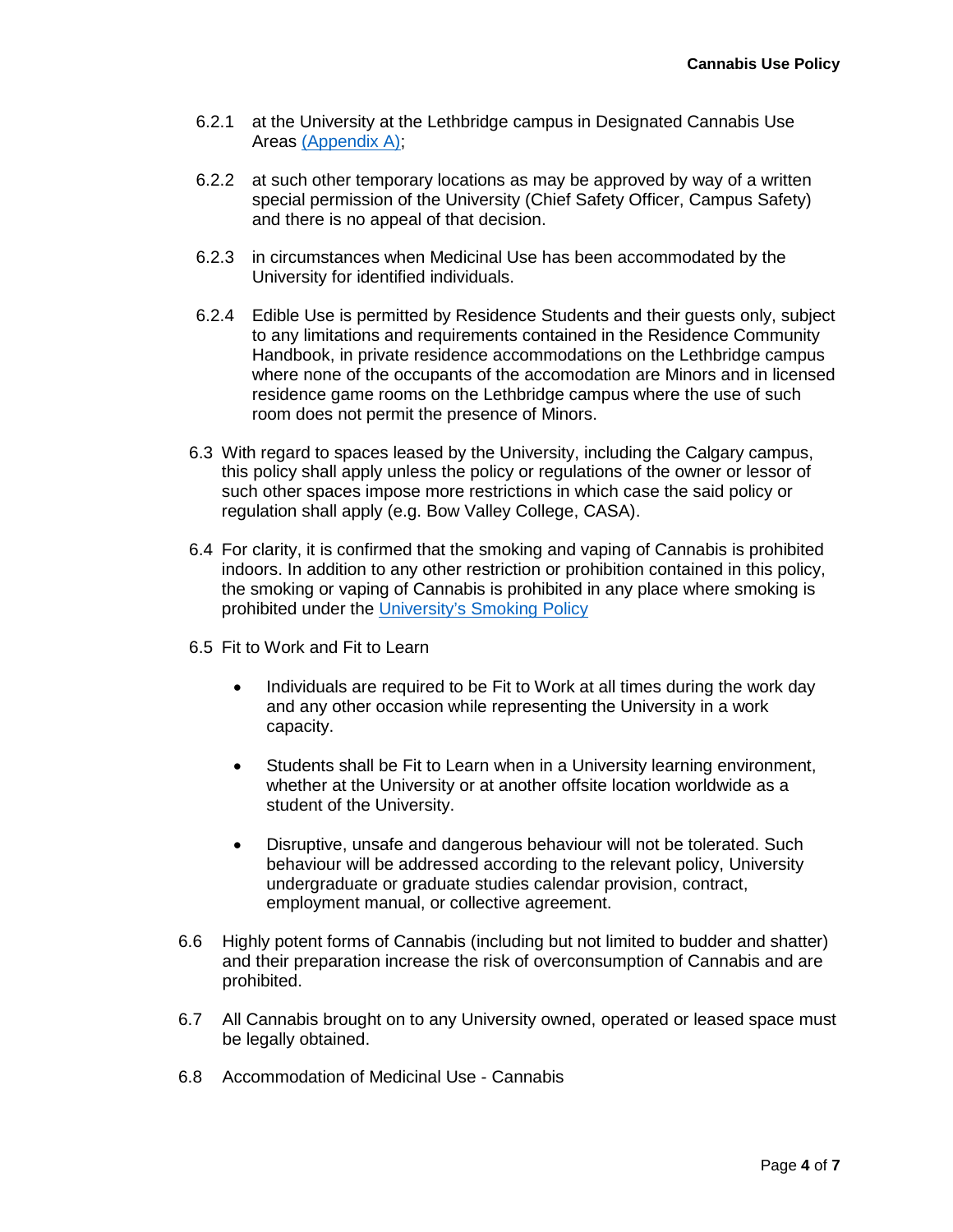6.2.1 at the University at the Lethbridge campus in Designated Cannabis Use Areas [(Appendix A)](#);

6.2.2 at such other temporary locations as may be approved by way of a written special permission of the University (Chief Safety Officer, Campus Safety) and there is no appeal of that decision.

6.2.3 in circumstances when Medicinal Use has been accommodated by the University for identified individuals.

6.2.4 Edible Use is permitted by Residence Students and their guests only, subject to any limitations and requirements contained in the Residence Community Handbook, in private residence accommodations on the Lethbridge campus where none of the occupants of the accomodation are Minors and in licensed residence game rooms on the Lethbridge campus where the use of such room does not permit the presence of Minors.

6.3 With regard to spaces leased by the University, including the Calgary campus, this policy shall apply unless the policy or regulations of the owner or lessor of such other spaces impose more restrictions in which case the said policy or regulation shall apply (e.g. Bow Valley College, CASA).

6.4 For clarity, it is confirmed that the smoking and vaping of Cannabis is prohibited indoors. In addition to any other restriction or prohibition contained in this policy, the smoking or vaping of Cannabis is prohibited in any place where smoking is prohibited under the [University's Smoking Policy](#)

6.5 Fit to Work and Fit to Learn

- Individuals are required to be Fit to Work at all times during the work day and any other occasion while representing the University in a work capacity.
- Students shall be Fit to Learn when in a University learning environment, whether at the University or at another offsite location worldwide as a student of the University.
- Disruptive, unsafe and dangerous behaviour will not be tolerated. Such behaviour will be addressed according to the relevant policy, University undergraduate or graduate studies calendar provision, contract, employment manual, or collective agreement.

6.6 Highly potent forms of Cannabis (including but not limited to budder and shatter) and their preparation increase the risk of overconsumption of Cannabis and are prohibited.

6.7 All Cannabis brought on to any University owned, operated or leased space must be legally obtained.

6.8 Accommodation of Medicinal Use - Cannabis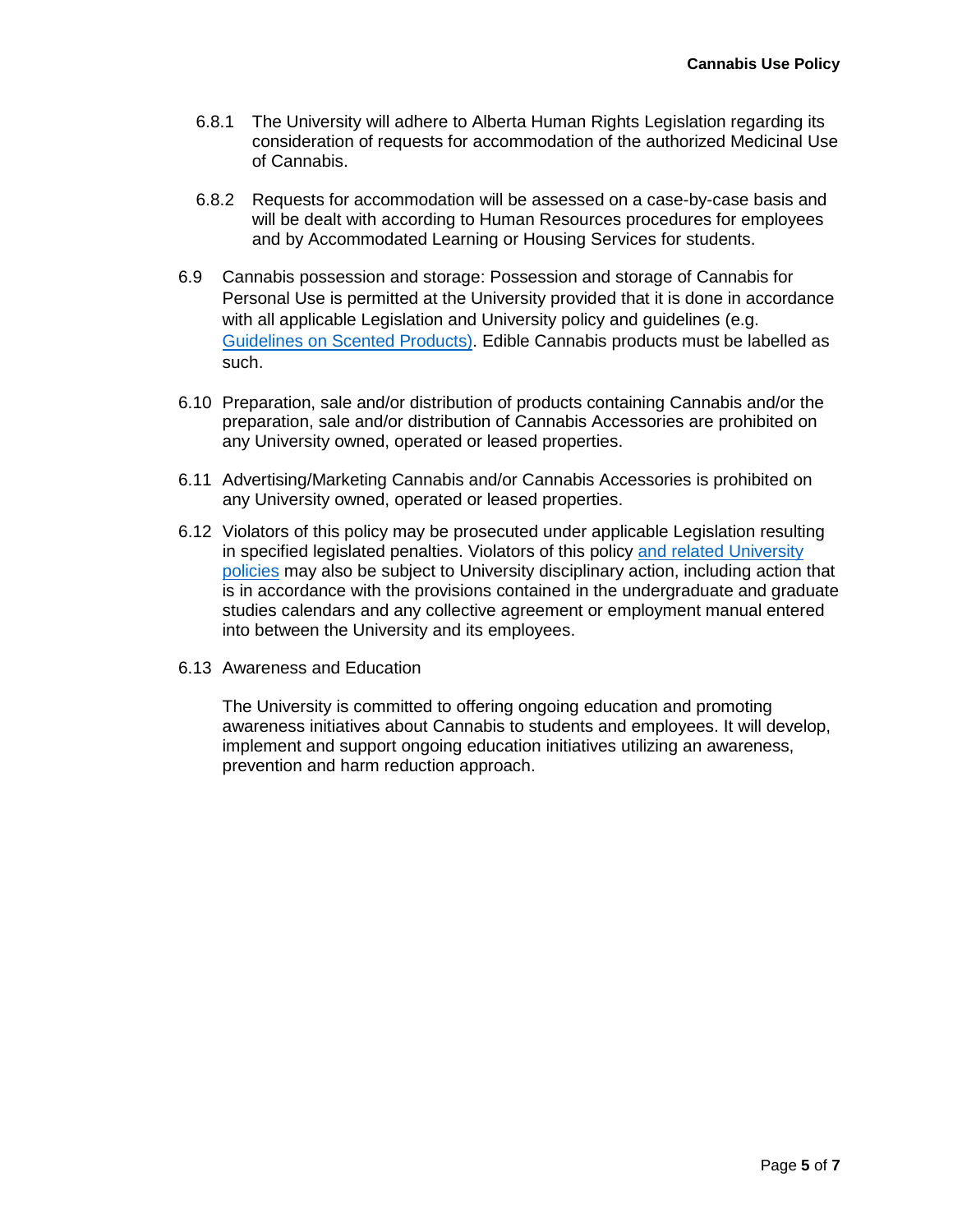6.8.1 The University will adhere to Alberta Human Rights Legislation regarding its consideration of requests for accommodation of the authorized Medicinal Use of Cannabis.

6.8.2 Requests for accommodation will be assessed on a case-by-case basis and will be dealt with according to Human Resources procedures for employees and by Accommodated Learning or Housing Services for students.

6.9 Cannabis possession and storage: Possession and storage of Cannabis for Personal Use is permitted at the University provided that it is done in accordance with all applicable Legislation and University policy and guidelines (e.g. Guidelines on Scented Products). Edible Cannabis products must be labelled as such.

6.10 Preparation, sale and/or distribution of products containing Cannabis and/or the preparation, sale and/or distribution of Cannabis Accessories are prohibited on any University owned, operated or leased properties.

6.11 Advertising/Marketing Cannabis and/or Cannabis Accessories is prohibited on any University owned, operated or leased properties.

6.12 Violators of this policy may be prosecuted under applicable Legislation resulting in specified legislated penalties. Violators of this policy and related University policies may also be subject to University disciplinary action, including action that is in accordance with the provisions contained in the undergraduate and graduate studies calendars and any collective agreement or employment manual entered into between the University and its employees.

6.13 Awareness and Education

The University is committed to offering ongoing education and promoting awareness initiatives about Cannabis to students and employees. It will develop, implement and support ongoing education initiatives utilizing an awareness, prevention and harm reduction approach.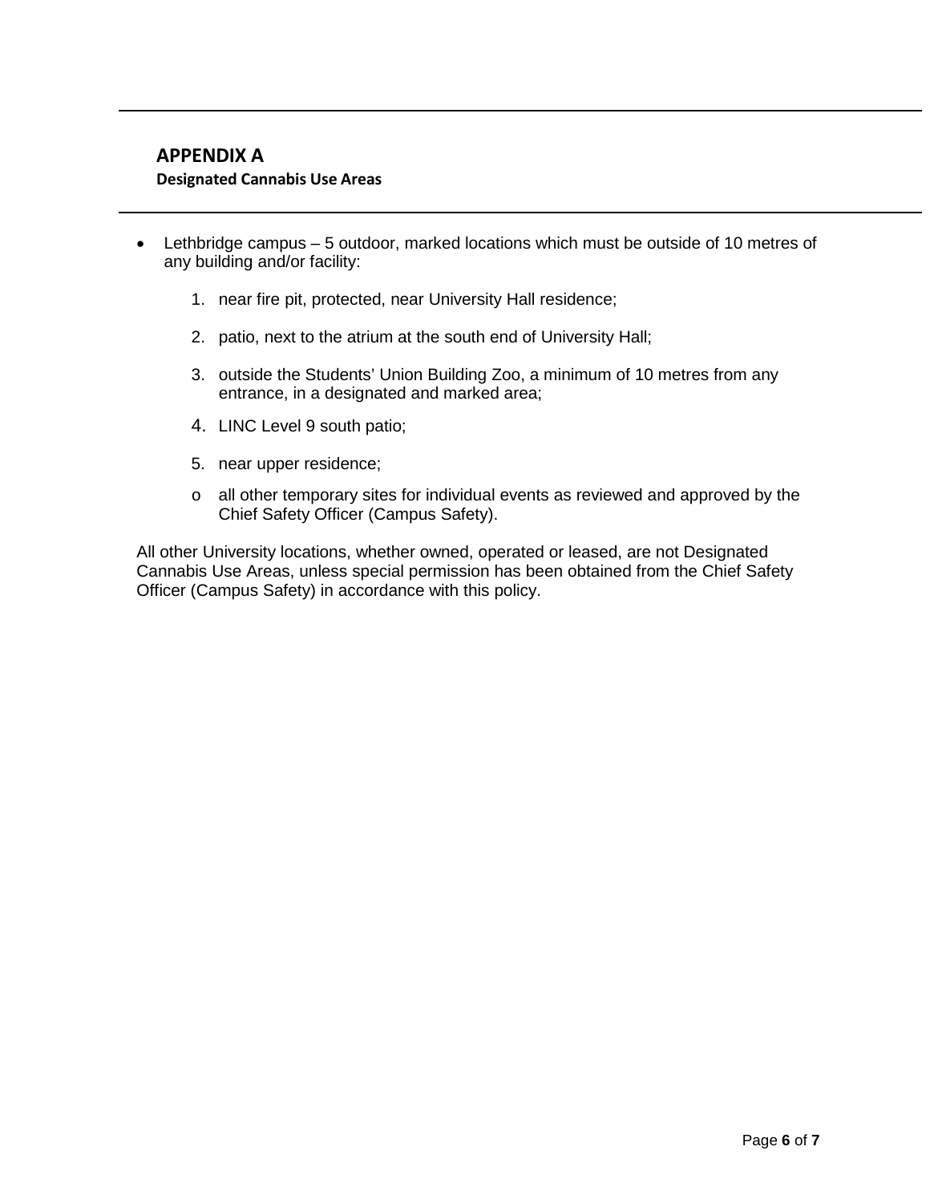## APPENDIX A

### Designated Cannabis Use Areas

- Lethbridge campus – 5 outdoor, marked locations which must be outside of 10 metres of any building and/or facility:

    1. near fire pit, protected, near University Hall residence;
    2. patio, next to the atrium at the south end of University Hall;
    3. outside the Students' Union Building Zoo, a minimum of 10 metres from any entrance, in a designated and marked area;
    4. LINC Level 9 south patio;
    5. near upper residence;

    - all other temporary sites for individual events as reviewed and approved by the Chief Safety Officer (Campus Safety).

All other University locations, whether owned, operated or leased, are not Designated Cannabis Use Areas, unless special permission has been obtained from the Chief Safety Officer (Campus Safety) in accordance with this policy.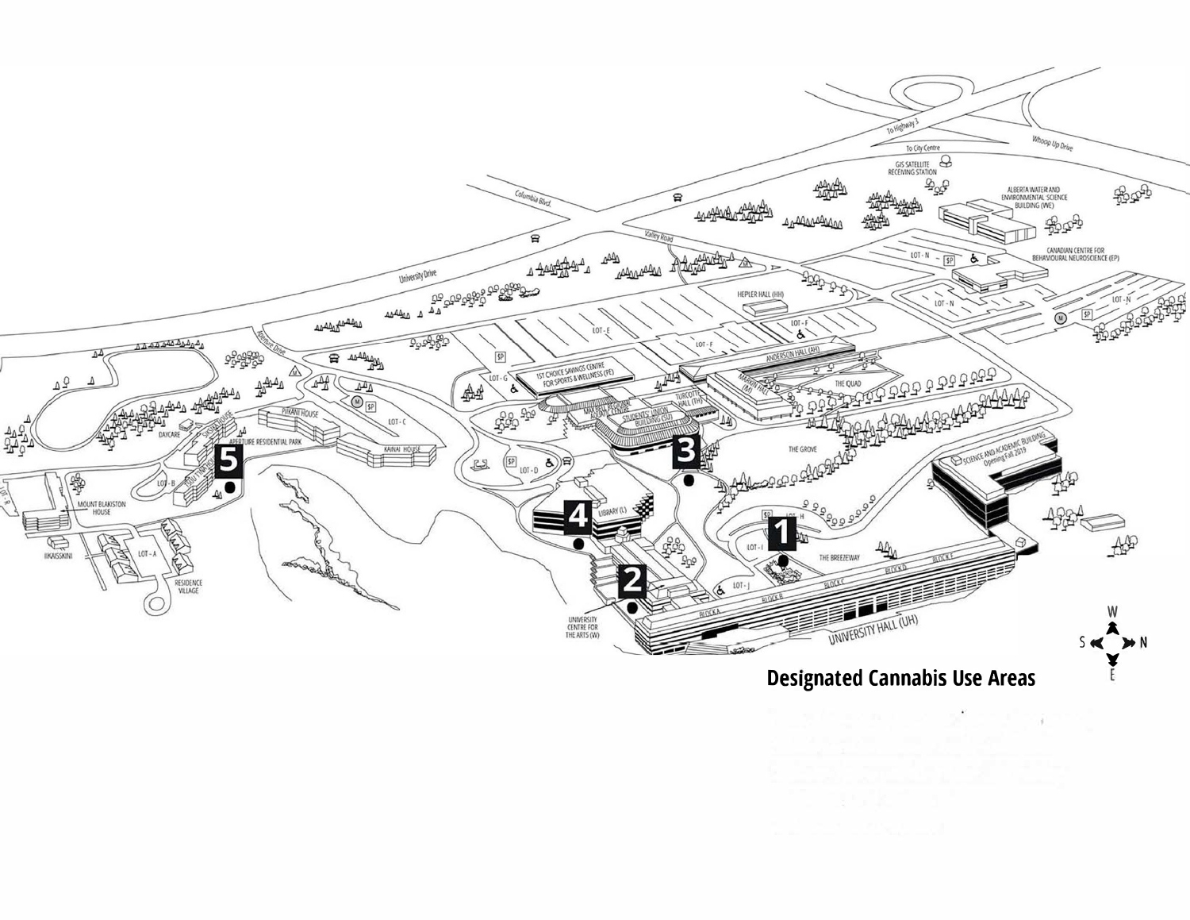**Designated Cannabis Use Areas**